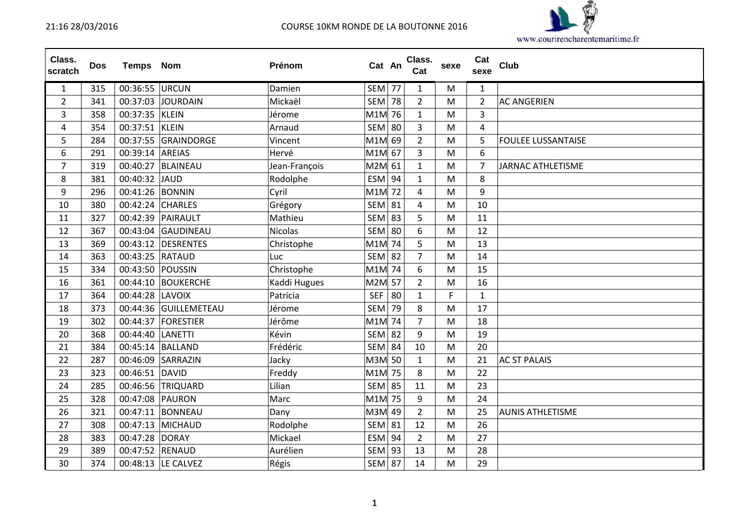21:16 28/03/2016

# COURSE 10KM RONDE DE LA BOUTONNE 2016

www.courirencharentemaritime.fr

| Class. scratch | Dos | Temps | Nom | Prénom | Cat | An | Class. Cat | sexe | Cat sexe | Club |
|---|---|---|---|---|---|---|---|---|---|---|
| 1 | 315 | 00:36:55 | URCUN | Damien | SEM | 77 | 1 | M | 1 | |
| 2 | 341 | 00:37:03 | JOURDAIN | Mickaël | SEM | 78 | 2 | M | 2 | AC ANGERIEN |
| 3 | 358 | 00:37:35 | KLEIN | Jérome | M1M | 76 | 1 | M | 3 | |
| 4 | 354 | 00:37:51 | KLEIN | Arnaud | SEM | 80 | 3 | M | 4 | |
| 5 | 284 | 00:37:55 | GRAINDORGE | Vincent | M1M | 69 | 2 | M | 5 | FOULEE LUSSANTAISE |
| 6 | 291 | 00:39:14 | AREIAS | Hervé | M1M | 67 | 3 | M | 6 | |
| 7 | 319 | 00:40:27 | BLAINEAU | Jean-François | M2M | 61 | 1 | M | 7 | JARNAC ATHLETISME |
| 8 | 381 | 00:40:32 | JAUD | Rodolphe | ESM | 94 | 1 | M | 8 | |
| 9 | 296 | 00:41:26 | BONNIN | Cyril | M1M | 72 | 4 | M | 9 | |
| 10 | 380 | 00:42:24 | CHARLES | Grégory | SEM | 81 | 4 | M | 10 | |
| 11 | 327 | 00:42:39 | PAIRAULT | Mathieu | SEM | 83 | 5 | M | 11 | |
| 12 | 367 | 00:43:04 | GAUDINEAU | Nicolas | SEM | 80 | 6 | M | 12 | |
| 13 | 369 | 00:43:12 | DESRENTES | Christophe | M1M | 74 | 5 | M | 13 | |
| 14 | 363 | 00:43:25 | RATAUD | Luc | SEM | 82 | 7 | M | 14 | |
| 15 | 334 | 00:43:50 | POUSSIN | Christophe | M1M | 74 | 6 | M | 15 | |
| 16 | 361 | 00:44:10 | BOUKERCHE | Kaddi Hugues | M2M | 57 | 2 | M | 16 | |
| 17 | 364 | 00:44:28 | LAVOIX | Patricia | SEF | 80 | 1 | F | 1 | |
| 18 | 373 | 00:44:36 | GUILLEMETEAU | Jérome | SEM | 79 | 8 | M | 17 | |
| 19 | 302 | 00:44:37 | FORESTIER | Jérôme | M1M | 74 | 7 | M | 18 | |
| 20 | 368 | 00:44:40 | LANETTI | Kévin | SEM | 82 | 9 | M | 19 | |
| 21 | 384 | 00:45:14 | BALLAND | Frédéric | SEM | 84 | 10 | M | 20 | |
| 22 | 287 | 00:46:09 | SARRAZIN | Jacky | M3M | 50 | 1 | M | 21 | AC ST PALAIS |
| 23 | 323 | 00:46:51 | DAVID | Freddy | M1M | 75 | 8 | M | 22 | |
| 24 | 285 | 00:46:56 | TRIQUARD | Lilian | SEM | 85 | 11 | M | 23 | |
| 25 | 328 | 00:47:08 | PAURON | Marc | M1M | 75 | 9 | M | 24 | |
| 26 | 321 | 00:47:11 | BONNEAU | Dany | M3M | 49 | 2 | M | 25 | AUNIS ATHLETISME |
| 27 | 308 | 00:47:13 | MICHAUD | Rodolphe | SEM | 81 | 12 | M | 26 | |
| 28 | 383 | 00:47:28 | DORAY | Mickael | ESM | 94 | 2 | M | 27 | |
| 29 | 389 | 00:47:52 | RENAUD | Aurélien | SEM | 93 | 13 | M | 28 | |
| 30 | 374 | 00:48:13 | LE CALVEZ | Régis | SEM | 87 | 14 | M | 29 | |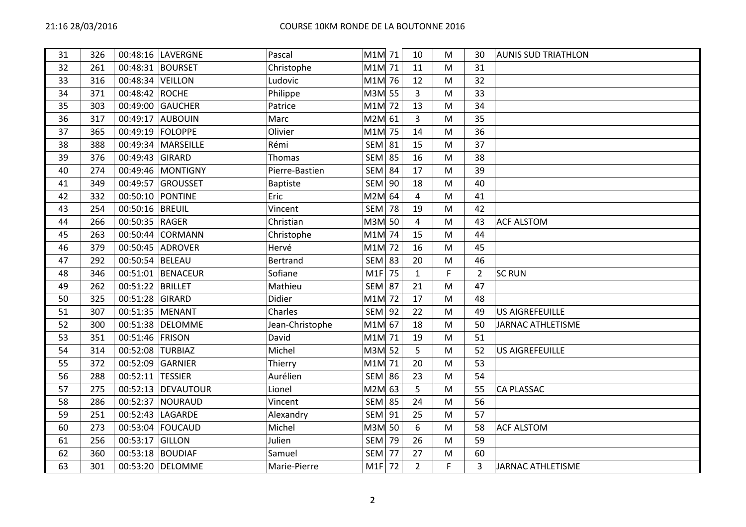# COURSE 10KM RONDE DE LA BOUTONNE 2016

| | | | | | | | | | | |
|---|---|---|---|---|---|---|---|---|---|---|
| 31 | 326 | 00:48:16 | LAVERGNE | Pascal | M1M | 71 | 10 | M | 30 | AUNIS SUD TRIATHLON |
| 32 | 261 | 00:48:31 | BOURSET | Christophe | M1M | 71 | 11 | M | 31 | |
| 33 | 316 | 00:48:34 | VEILLON | Ludovic | M1M | 76 | 12 | M | 32 | |
| 34 | 371 | 00:48:42 | ROCHE | Philippe | M3M | 55 | 3 | M | 33 | |
| 35 | 303 | 00:49:00 | GAUCHER | Patrice | M1M | 72 | 13 | M | 34 | |
| 36 | 317 | 00:49:17 | AUBOUIN | Marc | M2M | 61 | 3 | M | 35 | |
| 37 | 365 | 00:49:19 | FOLOPPE | Olivier | M1M | 75 | 14 | M | 36 | |
| 38 | 388 | 00:49:34 | MARSEILLE | Rémi | SEM | 81 | 15 | M | 37 | |
| 39 | 376 | 00:49:43 | GIRARD | Thomas | SEM | 85 | 16 | M | 38 | |
| 40 | 274 | 00:49:46 | MONTIGNY | Pierre-Bastien | SEM | 84 | 17 | M | 39 | |
| 41 | 349 | 00:49:57 | GROUSSET | Baptiste | SEM | 90 | 18 | M | 40 | |
| 42 | 332 | 00:50:10 | PONTINE | Eric | M2M | 64 | 4 | M | 41 | |
| 43 | 254 | 00:50:16 | BREUIL | Vincent | SEM | 78 | 19 | M | 42 | |
| 44 | 266 | 00:50:35 | RAGER | Christian | M3M | 50 | 4 | M | 43 | ACF ALSTOM |
| 45 | 263 | 00:50:44 | CORMANN | Christophe | M1M | 74 | 15 | M | 44 | |
| 46 | 379 | 00:50:45 | ADROVER | Hervé | M1M | 72 | 16 | M | 45 | |
| 47 | 292 | 00:50:54 | BELEAU | Bertrand | SEM | 83 | 20 | M | 46 | |
| 48 | 346 | 00:51:01 | BENACEUR | Sofiane | M1F | 75 | 1 | F | 2 | SC RUN |
| 49 | 262 | 00:51:22 | BRILLET | Mathieu | SEM | 87 | 21 | M | 47 | |
| 50 | 325 | 00:51:28 | GIRARD | Didier | M1M | 72 | 17 | M | 48 | |
| 51 | 307 | 00:51:35 | MENANT | Charles | SEM | 92 | 22 | M | 49 | US AIGREFEUILLE |
| 52 | 300 | 00:51:38 | DELOMME | Jean-Christophe | M1M | 67 | 18 | M | 50 | JARNAC ATHLETISME |
| 53 | 351 | 00:51:46 | FRISON | David | M1M | 71 | 19 | M | 51 | |
| 54 | 314 | 00:52:08 | TURBIAZ | Michel | M3M | 52 | 5 | M | 52 | US AIGREFEUILLE |
| 55 | 372 | 00:52:09 | GARNIER | Thierry | M1M | 71 | 20 | M | 53 | |
| 56 | 288 | 00:52:11 | TESSIER | Aurélien | SEM | 86 | 23 | M | 54 | |
| 57 | 275 | 00:52:13 | DEVAUTOUR | Lionel | M2M | 63 | 5 | M | 55 | CA PLASSAC |
| 58 | 286 | 00:52:37 | NOURAUD | Vincent | SEM | 85 | 24 | M | 56 | |
| 59 | 251 | 00:52:43 | LAGARDE | Alexandry | SEM | 91 | 25 | M | 57 | |
| 60 | 273 | 00:53:04 | FOUCAUD | Michel | M3M | 50 | 6 | M | 58 | ACF ALSTOM |
| 61 | 256 | 00:53:17 | GILLON | Julien | SEM | 79 | 26 | M | 59 | |
| 62 | 360 | 00:53:18 | BOUDIAF | Samuel | SEM | 77 | 27 | M | 60 | |
| 63 | 301 | 00:53:20 | DELOMME | Marie-Pierre | M1F | 72 | 2 | F | 3 | JARNAC ATHLETISME |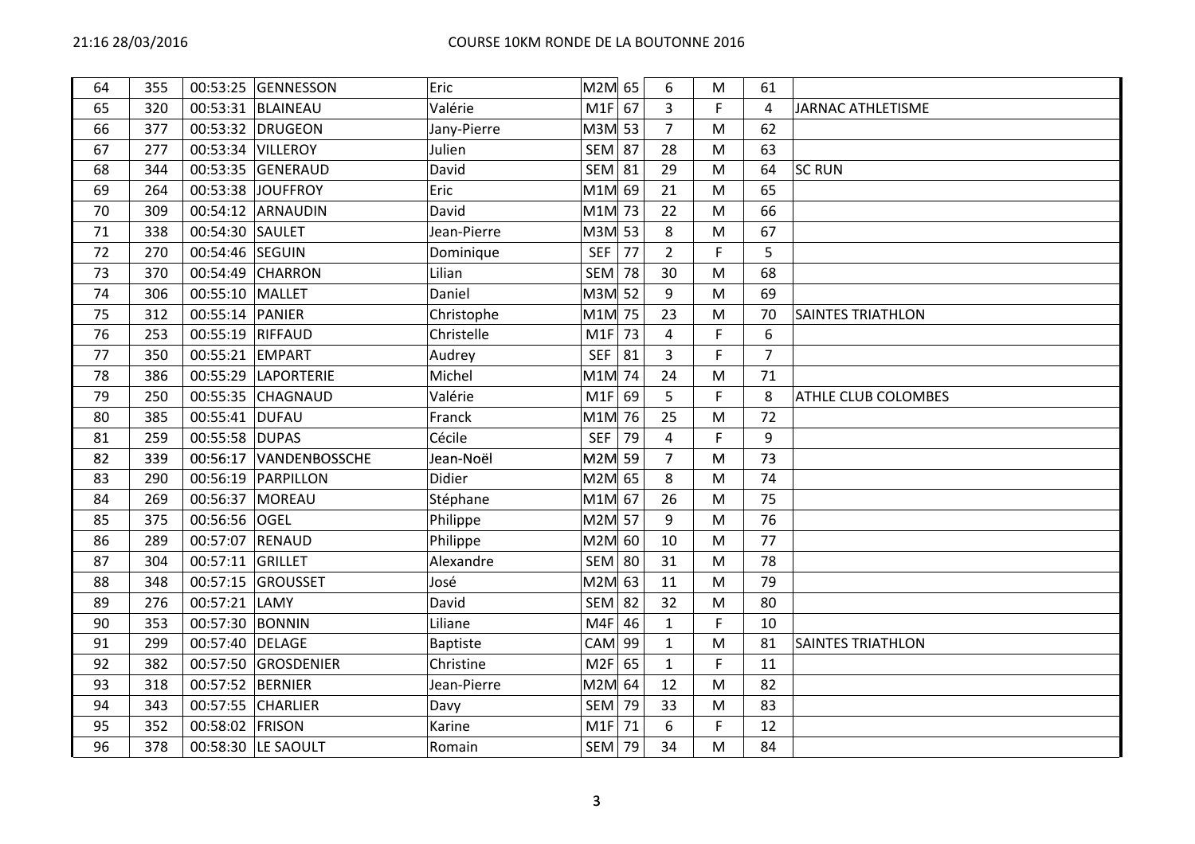| 64 | 355 | 00:53:25 | GENNESSON | Eric | M2M | 65 | 6 | M | 61 | |
|---|---|---|---|---|---|---|---|---|---|---|
| 65 | 320 | 00:53:31 | BLAINEAU | Valérie | M1F | 67 | 3 | F | 4 | JARNAC ATHLETISME |
| 66 | 377 | 00:53:32 | DRUGEON | Jany-Pierre | M3M | 53 | 7 | M | 62 | |
| 67 | 277 | 00:53:34 | VILLEROY | Julien | SEM | 87 | 28 | M | 63 | |
| 68 | 344 | 00:53:35 | GENERAUD | David | SEM | 81 | 29 | M | 64 | SC RUN |
| 69 | 264 | 00:53:38 | JOUFFROY | Eric | M1M | 69 | 21 | M | 65 | |
| 70 | 309 | 00:54:12 | ARNAUDIN | David | M1M | 73 | 22 | M | 66 | |
| 71 | 338 | 00:54:30 | SAULET | Jean-Pierre | M3M | 53 | 8 | M | 67 | |
| 72 | 270 | 00:54:46 | SEGUIN | Dominique | SEF | 77 | 2 | F | 5 | |
| 73 | 370 | 00:54:49 | CHARRON | Lilian | SEM | 78 | 30 | M | 68 | |
| 74 | 306 | 00:55:10 | MALLET | Daniel | M3M | 52 | 9 | M | 69 | |
| 75 | 312 | 00:55:14 | PANIER | Christophe | M1M | 75 | 23 | M | 70 | SAINTES TRIATHLON |
| 76 | 253 | 00:55:19 | RIFFAUD | Christelle | M1F | 73 | 4 | F | 6 | |
| 77 | 350 | 00:55:21 | EMPART | Audrey | SEF | 81 | 3 | F | 7 | |
| 78 | 386 | 00:55:29 | LAPORTERIE | Michel | M1M | 74 | 24 | M | 71 | |
| 79 | 250 | 00:55:35 | CHAGNAUD | Valérie | M1F | 69 | 5 | F | 8 | ATHLE CLUB COLOMBES |
| 80 | 385 | 00:55:41 | DUFAU | Franck | M1M | 76 | 25 | M | 72 | |
| 81 | 259 | 00:55:58 | DUPAS | Cécile | SEF | 79 | 4 | F | 9 | |
| 82 | 339 | 00:56:17 | VANDENBOSSCHE | Jean-Noël | M2M | 59 | 7 | M | 73 | |
| 83 | 290 | 00:56:19 | PARPILLON | Didier | M2M | 65 | 8 | M | 74 | |
| 84 | 269 | 00:56:37 | MOREAU | Stéphane | M1M | 67 | 26 | M | 75 | |
| 85 | 375 | 00:56:56 | OGEL | Philippe | M2M | 57 | 9 | M | 76 | |
| 86 | 289 | 00:57:07 | RENAUD | Philippe | M2M | 60 | 10 | M | 77 | |
| 87 | 304 | 00:57:11 | GRILLET | Alexandre | SEM | 80 | 31 | M | 78 | |
| 88 | 348 | 00:57:15 | GROUSSET | José | M2M | 63 | 11 | M | 79 | |
| 89 | 276 | 00:57:21 | LAMY | David | SEM | 82 | 32 | M | 80 | |
| 90 | 353 | 00:57:30 | BONNIN | Liliane | M4F | 46 | 1 | F | 10 | |
| 91 | 299 | 00:57:40 | DELAGE | Baptiste | CAM | 99 | 1 | M | 81 | SAINTES TRIATHLON |
| 92 | 382 | 00:57:50 | GROSDENIER | Christine | M2F | 65 | 1 | F | 11 | |
| 93 | 318 | 00:57:52 | BERNIER | Jean-Pierre | M2M | 64 | 12 | M | 82 | |
| 94 | 343 | 00:57:55 | CHARLIER | Davy | SEM | 79 | 33 | M | 83 | |
| 95 | 352 | 00:58:02 | FRISON | Karine | M1F | 71 | 6 | F | 12 | |
| 96 | 378 | 00:58:30 | LE SAOULT | Romain | SEM | 79 | 34 | M | 84 | |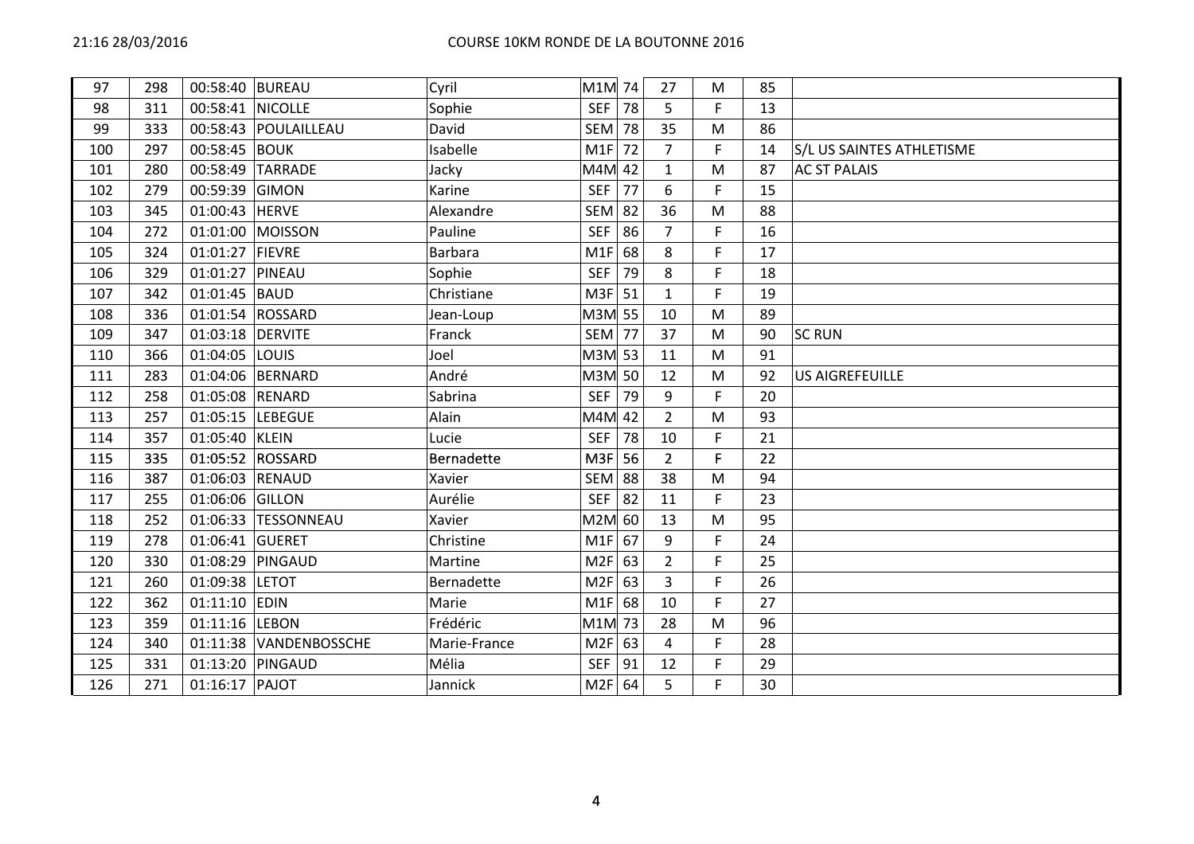| | | | | | | | | | | |
|---|---|---|---|---|---|---|---|---|---|---|
| 97 | 298 | 00:58:40 | BUREAU | Cyril | M1M | 74 | 27 | M | 85 | |
| 98 | 311 | 00:58:41 | NICOLLE | Sophie | SEF | 78 | 5 | F | 13 | |
| 99 | 333 | 00:58:43 | POULAILLEAU | David | SEM | 78 | 35 | M | 86 | |
| 100 | 297 | 00:58:45 | BOUK | Isabelle | M1F | 72 | 7 | F | 14 | S/L US SAINTES ATHLETISME |
| 101 | 280 | 00:58:49 | TARRADE | Jacky | M4M | 42 | 1 | M | 87 | AC ST PALAIS |
| 102 | 279 | 00:59:39 | GIMON | Karine | SEF | 77 | 6 | F | 15 | |
| 103 | 345 | 01:00:43 | HERVE | Alexandre | SEM | 82 | 36 | M | 88 | |
| 104 | 272 | 01:01:00 | MOISSON | Pauline | SEF | 86 | 7 | F | 16 | |
| 105 | 324 | 01:01:27 | FIEVRE | Barbara | M1F | 68 | 8 | F | 17 | |
| 106 | 329 | 01:01:27 | PINEAU | Sophie | SEF | 79 | 8 | F | 18 | |
| 107 | 342 | 01:01:45 | BAUD | Christiane | M3F | 51 | 1 | F | 19 | |
| 108 | 336 | 01:01:54 | ROSSARD | Jean-Loup | M3M | 55 | 10 | M | 89 | |
| 109 | 347 | 01:03:18 | DERVITE | Franck | SEM | 77 | 37 | M | 90 | SC RUN |
| 110 | 366 | 01:04:05 | LOUIS | Joel | M3M | 53 | 11 | M | 91 | |
| 111 | 283 | 01:04:06 | BERNARD | André | M3M | 50 | 12 | M | 92 | US AIGREFEUILLE |
| 112 | 258 | 01:05:08 | RENARD | Sabrina | SEF | 79 | 9 | F | 20 | |
| 113 | 257 | 01:05:15 | LEBEGUE | Alain | M4M | 42 | 2 | M | 93 | |
| 114 | 357 | 01:05:40 | KLEIN | Lucie | SEF | 78 | 10 | F | 21 | |
| 115 | 335 | 01:05:52 | ROSSARD | Bernadette | M3F | 56 | 2 | F | 22 | |
| 116 | 387 | 01:06:03 | RENAUD | Xavier | SEM | 88 | 38 | M | 94 | |
| 117 | 255 | 01:06:06 | GILLON | Aurélie | SEF | 82 | 11 | F | 23 | |
| 118 | 252 | 01:06:33 | TESSONNEAU | Xavier | M2M | 60 | 13 | M | 95 | |
| 119 | 278 | 01:06:41 | GUERET | Christine | M1F | 67 | 9 | F | 24 | |
| 120 | 330 | 01:08:29 | PINGAUD | Martine | M2F | 63 | 2 | F | 25 | |
| 121 | 260 | 01:09:38 | LETOT | Bernadette | M2F | 63 | 3 | F | 26 | |
| 122 | 362 | 01:11:10 | EDIN | Marie | M1F | 68 | 10 | F | 27 | |
| 123 | 359 | 01:11:16 | LEBON | Frédéric | M1M | 73 | 28 | M | 96 | |
| 124 | 340 | 01:11:38 | VANDENBOSSCHE | Marie-France | M2F | 63 | 4 | F | 28 | |
| 125 | 331 | 01:13:20 | PINGAUD | Mélia | SEF | 91 | 12 | F | 29 | |
| 126 | 271 | 01:16:17 | PAJOT | Jannick | M2F | 64 | 5 | F | 30 | |